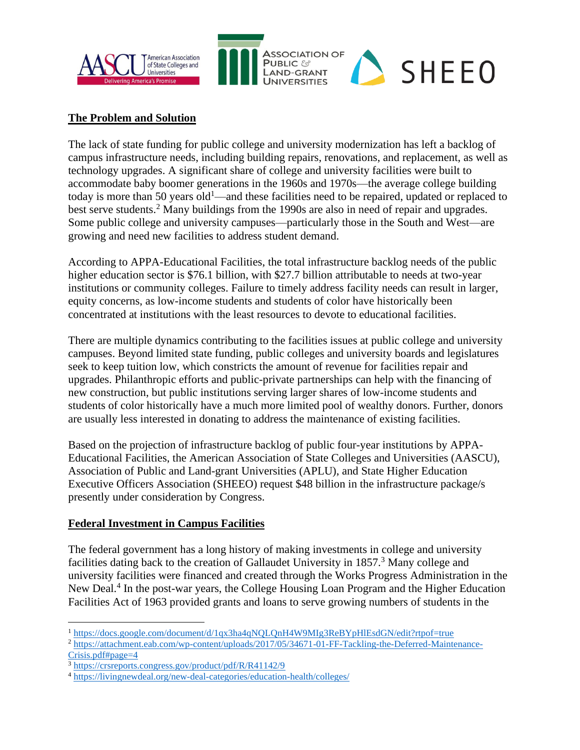## The Problem and Solution

The lack of state funding for public college and university modernization has left a backlog of campus infrastructure needs, including building repairs, renovations, and replacement, as well as technology upgrades. A significant share of college and university facilities were built to accommodate baby boomer generations in the 1960s and 1970s—the average college building today is more than 50 years old[1]—and these facilities need to be repaired, updated or replaced to best serve students.[2] Many buildings from the 1990s are also in need of repair and upgrades. Some public college and university campuses—particularly those in the South and West—are growing and need new facilities to address student demand.

According to APPA-Educational Facilities, the total infrastructure backlog needs of the public higher education sector is $76.1 billion, with $27.7 billion attributable to needs at two-year institutions or community colleges. Failure to timely address facility needs can result in larger, equity concerns, as low-income students and students of color have historically been concentrated at institutions with the least resources to devote to educational facilities.

There are multiple dynamics contributing to the facilities issues at public college and university campuses. Beyond limited state funding, public colleges and university boards and legislatures seek to keep tuition low, which constricts the amount of revenue for facilities repair and upgrades. Philanthropic efforts and public-private partnerships can help with the financing of new construction, but public institutions serving larger shares of low-income students and students of color historically have a much more limited pool of wealthy donors. Further, donors are usually less interested in donating to address the maintenance of existing facilities.

Based on the projection of infrastructure backlog of public four-year institutions by APPA-Educational Facilities, the American Association of State Colleges and Universities (AASCU), Association of Public and Land-grant Universities (APLU), and State Higher Education Executive Officers Association (SHEEO) request $48 billion in the infrastructure package/s presently under consideration by Congress.

## Federal Investment in Campus Facilities

The federal government has a long history of making investments in college and university facilities dating back to the creation of Gallaudet University in 1857.[3] Many college and university facilities were financed and created through the Works Progress Administration in the New Deal.[4] In the post-war years, the College Housing Loan Program and the Higher Education Facilities Act of 1963 provided grants and loans to serve growing numbers of students in the

---

[1] https://docs.google.com/document/d/1qx3ha4qNQLQnH4W9MIg3ReBYpHlEsdGN/edit?rtpof=true

[2] https://attachment.eab.com/wp-content/uploads/2017/05/34671-01-FF-Tackling-the-Deferred-Maintenance-Crisis.pdf#page=4

[3] https://crsreports.congress.gov/product/pdf/R/R41142/9

[4] https://livingnewdeal.org/new-deal-categories/education-health/colleges/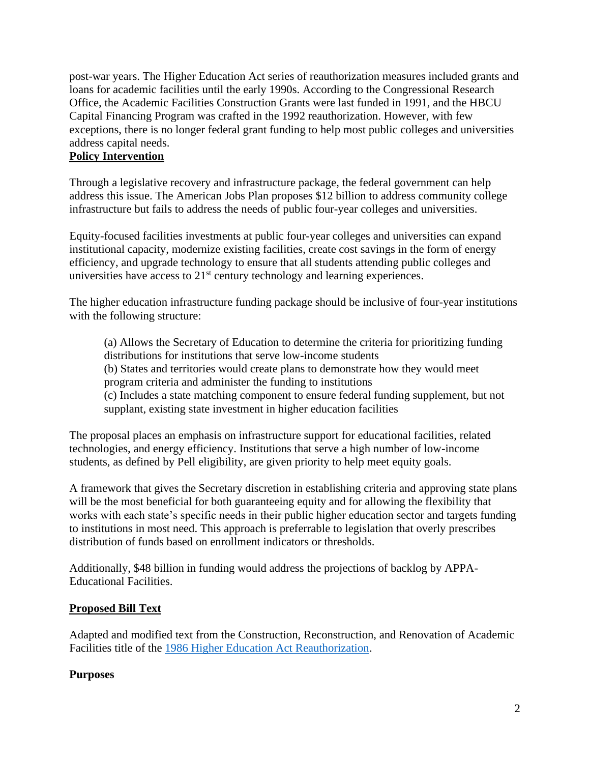post-war years. The Higher Education Act series of reauthorization measures included grants and loans for academic facilities until the early 1990s. According to the Congressional Research Office, the Academic Facilities Construction Grants were last funded in 1991, and the HBCU Capital Financing Program was crafted in the 1992 reauthorization. However, with few exceptions, there is no longer federal grant funding to help most public colleges and universities address capital needs.

## **Policy Intervention**

Through a legislative recovery and infrastructure package, the federal government can help address this issue. The American Jobs Plan proposes $12 billion to address community college infrastructure but fails to address the needs of public four-year colleges and universities.

Equity-focused facilities investments at public four-year colleges and universities can expand institutional capacity, modernize existing facilities, create cost savings in the form of energy efficiency, and upgrade technology to ensure that all students attending public colleges and universities have access to 21st century technology and learning experiences.

The higher education infrastructure funding package should be inclusive of four-year institutions with the following structure:

> (a) Allows the Secretary of Education to determine the criteria for prioritizing funding distributions for institutions that serve low-income students
> (b) States and territories would create plans to demonstrate how they would meet program criteria and administer the funding to institutions
> (c) Includes a state matching component to ensure federal funding supplement, but not supplant, existing state investment in higher education facilities

The proposal places an emphasis on infrastructure support for educational facilities, related technologies, and energy efficiency. Institutions that serve a high number of low-income students, as defined by Pell eligibility, are given priority to help meet equity goals.

A framework that gives the Secretary discretion in establishing criteria and approving state plans will be the most beneficial for both guaranteeing equity and for allowing the flexibility that works with each state's specific needs in their public higher education sector and targets funding to institutions in most need. This approach is preferrable to legislation that overly prescribes distribution of funds based on enrollment indicators or thresholds.

Additionally, $48 billion in funding would address the projections of backlog by APPA-Educational Facilities.

## **Proposed Bill Text**

Adapted and modified text from the Construction, Reconstruction, and Renovation of Academic Facilities title of the [1986 Higher Education Act Reauthorization](#).

### **Purposes**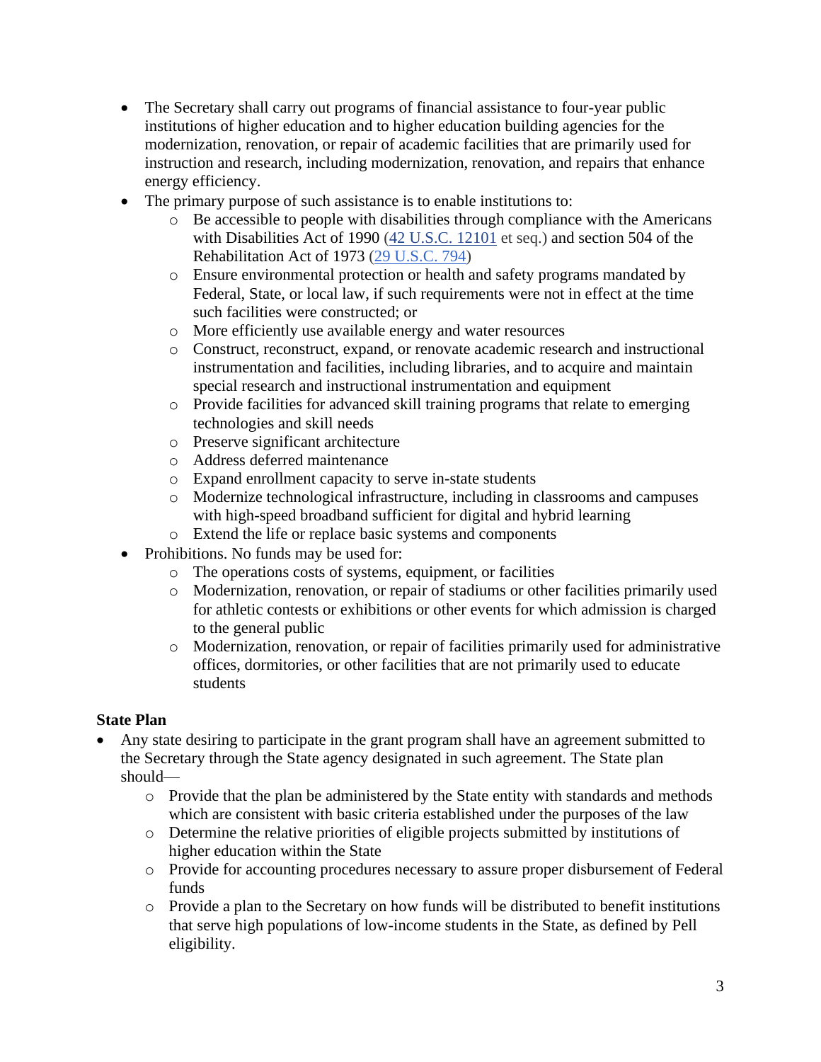- The Secretary shall carry out programs of financial assistance to four-year public institutions of higher education and to higher education building agencies for the modernization, renovation, or repair of academic facilities that are primarily used for instruction and research, including modernization, renovation, and repairs that enhance energy efficiency.
- The primary purpose of such assistance is to enable institutions to:
  - Be accessible to people with disabilities through compliance with the Americans with Disabilities Act of 1990 ([42 U.S.C. 12101](42 U.S.C. 12101) et seq.) and section 504 of the Rehabilitation Act of 1973 ([29 U.S.C. 794](29 U.S.C. 794))
  - Ensure environmental protection or health and safety programs mandated by Federal, State, or local law, if such requirements were not in effect at the time such facilities were constructed; or
  - More efficiently use available energy and water resources
  - Construct, reconstruct, expand, or renovate academic research and instructional instrumentation and facilities, including libraries, and to acquire and maintain special research and instructional instrumentation and equipment
  - Provide facilities for advanced skill training programs that relate to emerging technologies and skill needs
  - Preserve significant architecture
  - Address deferred maintenance
  - Expand enrollment capacity to serve in-state students
  - Modernize technological infrastructure, including in classrooms and campuses with high-speed broadband sufficient for digital and hybrid learning
  - Extend the life or replace basic systems and components
- Prohibitions. No funds may be used for:
  - The operations costs of systems, equipment, or facilities
  - Modernization, renovation, or repair of stadiums or other facilities primarily used for athletic contests or exhibitions or other events for which admission is charged to the general public
  - Modernization, renovation, or repair of facilities primarily used for administrative offices, dormitories, or other facilities that are not primarily used to educate students

**State Plan**

- Any state desiring to participate in the grant program shall have an agreement submitted to the Secretary through the State agency designated in such agreement. The State plan should—
  - Provide that the plan be administered by the State entity with standards and methods which are consistent with basic criteria established under the purposes of the law
  - Determine the relative priorities of eligible projects submitted by institutions of higher education within the State
  - Provide for accounting procedures necessary to assure proper disbursement of Federal funds
  - Provide a plan to the Secretary on how funds will be distributed to benefit institutions that serve high populations of low-income students in the State, as defined by Pell eligibility.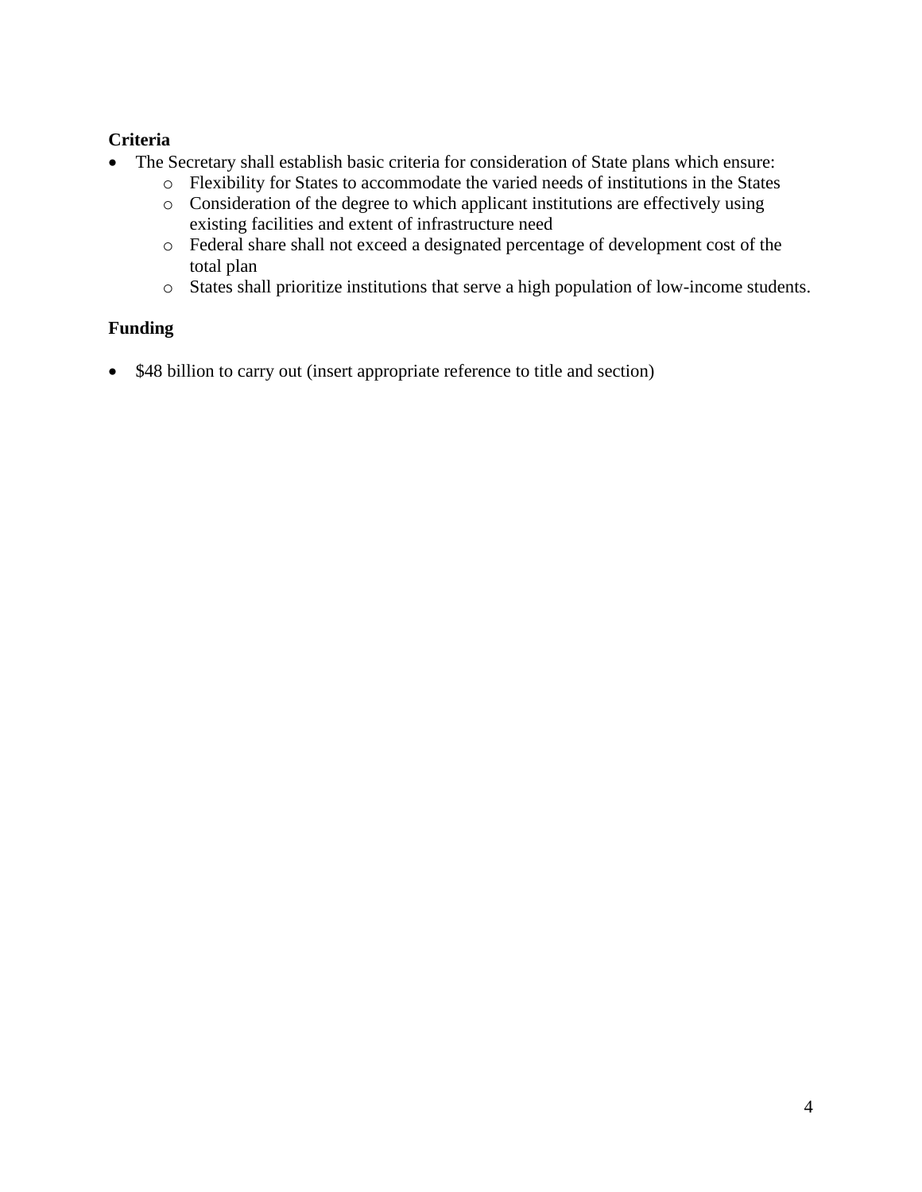**Criteria**

- The Secretary shall establish basic criteria for consideration of State plans which ensure:
  - Flexibility for States to accommodate the varied needs of institutions in the States
  - Consideration of the degree to which applicant institutions are effectively using existing facilities and extent of infrastructure need
  - Federal share shall not exceed a designated percentage of development cost of the total plan
  - States shall prioritize institutions that serve a high population of low-income students.

**Funding**

- $48 billion to carry out (insert appropriate reference to title and section)